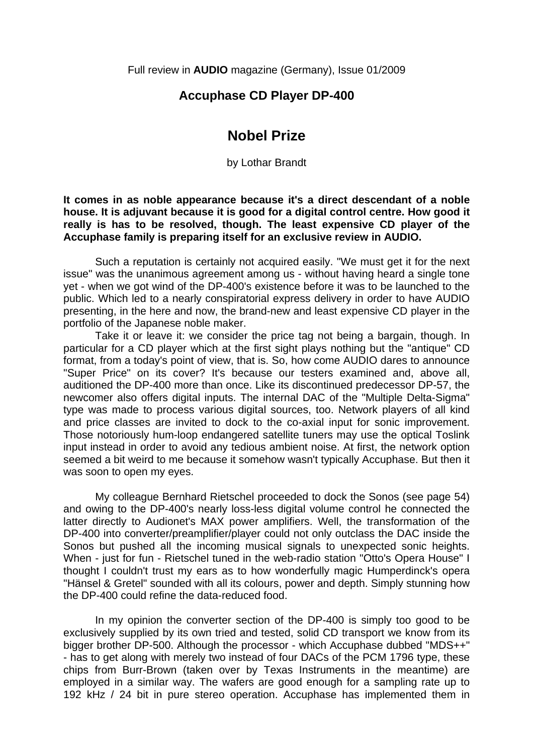Full review in **AUDIO** magazine (Germany), Issue 01/2009

**Accuphase CD Player DP-400**

# Nobel Prize

by Lothar Brandt

**It comes in as noble appearance because it's a direct descendant of a noble house. It is adjuvant because it is good for a digital control centre. How good it really is has to be resolved, though. The least expensive CD player of the Accuphase family is preparing itself for an exclusive review in AUDIO.**

Such a reputation is certainly not acquired easily. "We must get it for the next issue" was the unanimous agreement among us - without having heard a single tone yet - when we got wind of the DP-400's existence before it was to be launched to the public. Which led to a nearly conspiratorial express delivery in order to have AUDIO presenting, in the here and now, the brand-new and least expensive CD player in the portfolio of the Japanese noble maker.

Take it or leave it: we consider the price tag not being a bargain, though. In particular for a CD player which at the first sight plays nothing but the "antique" CD format, from a today's point of view, that is. So, how come AUDIO dares to announce "Super Price" on its cover? It's because our testers examined and, above all, auditioned the DP-400 more than once. Like its discontinued predecessor DP-57, the newcomer also offers digital inputs. The internal DAC of the "Multiple Delta-Sigma" type was made to process various digital sources, too. Network players of all kind and price classes are invited to dock to the co-axial input for sonic improvement. Those notoriously hum-loop endangered satellite tuners may use the optical Toslink input instead in order to avoid any tedious ambient noise. At first, the network option seemed a bit weird to me because it somehow wasn't typically Accuphase. But then it was soon to open my eyes.

My colleague Bernhard Rietschel proceeded to dock the Sonos (see page 54) and owing to the DP-400's nearly loss-less digital volume control he connected the latter directly to Audionet's MAX power amplifiers. Well, the transformation of the DP-400 into converter/preamplifier/player could not only outclass the DAC inside the Sonos but pushed all the incoming musical signals to unexpected sonic heights. When - just for fun - Rietschel tuned in the web-radio station "Otto's Opera House" I thought I couldn't trust my ears as to how wonderfully magic Humperdinck's opera "Hänsel & Gretel" sounded with all its colours, power and depth. Simply stunning how the DP-400 could refine the data-reduced food.

In my opinion the converter section of the DP-400 is simply too good to be exclusively supplied by its own tried and tested, solid CD transport we know from its bigger brother DP-500. Although the processor - which Accuphase dubbed "MDS++" - has to get along with merely two instead of four DACs of the PCM 1796 type, these chips from Burr-Brown (taken over by Texas Instruments in the meantime) are employed in a similar way. The wafers are good enough for a sampling rate up to 192 kHz / 24 bit in pure stereo operation. Accuphase has implemented them in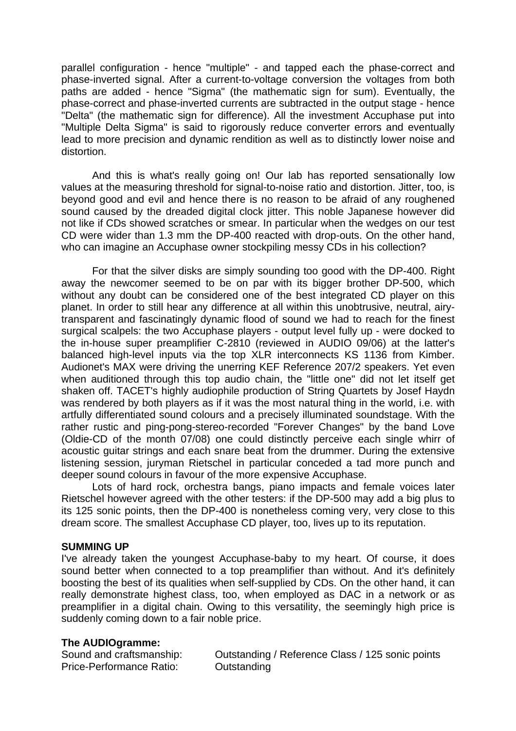parallel configuration - hence "multiple" - and tapped each the phase-correct and phase-inverted signal. After a current-to-voltage conversion the voltages from both paths are added - hence "Sigma" (the mathematic sign for sum). Eventually, the phase-correct and phase-inverted currents are subtracted in the output stage - hence "Delta" (the mathematic sign for difference). All the investment Accuphase put into "Multiple Delta Sigma" is said to rigorously reduce converter errors and eventually lead to more precision and dynamic rendition as well as to distinctly lower noise and distortion.

And this is what's really going on! Our lab has reported sensationally low values at the measuring threshold for signal-to-noise ratio and distortion. Jitter, too, is beyond good and evil and hence there is no reason to be afraid of any roughened sound caused by the dreaded digital clock jitter. This noble Japanese however did not like if CDs showed scratches or smear. In particular when the wedges on our test CD were wider than 1.3 mm the DP-400 reacted with drop-outs. On the other hand, who can imagine an Accuphase owner stockpiling messy CDs in his collection?

For that the silver disks are simply sounding too good with the DP-400. Right away the newcomer seemed to be on par with its bigger brother DP-500, which without any doubt can be considered one of the best integrated CD player on this planet. In order to still hear any difference at all within this unobtrusive, neutral, airy-transparent and fascinatingly dynamic flood of sound we had to reach for the finest surgical scalpels: the two Accuphase players - output level fully up - were docked to the in-house super preamplifier C-2810 (reviewed in AUDIO 09/06) at the latter's balanced high-level inputs via the top XLR interconnects KS 1136 from Kimber. Audionet's MAX were driving the unerring KEF Reference 207/2 speakers. Yet even when auditioned through this top audio chain, the "little one" did not let itself get shaken off. TACET's highly audiophile production of String Quartets by Josef Haydn was rendered by both players as if it was the most natural thing in the world, i.e. with artfully differentiated sound colours and a precisely illuminated soundstage. With the rather rustic and ping-pong-stereo-recorded "Forever Changes" by the band Love (Oldie-CD of the month 07/08) one could distinctly perceive each single whirr of acoustic guitar strings and each snare beat from the drummer. During the extensive listening session, juryman Rietschel in particular conceded a tad more punch and deeper sound colours in favour of the more expensive Accuphase.

Lots of hard rock, orchestra bangs, piano impacts and female voices later Rietschel however agreed with the other testers: if the DP-500 may add a big plus to its 125 sonic points, then the DP-400 is nonetheless coming very, very close to this dream score. The smallest Accuphase CD player, too, lives up to its reputation.

**SUMMING UP**

I've already taken the youngest Accuphase-baby to my heart. Of course, it does sound better when connected to a top preamplifier than without. And it's definitely boosting the best of its qualities when self-supplied by CDs. On the other hand, it can really demonstrate highest class, too, when employed as DAC in a network or as preamplifier in a digital chain. Owing to this versatility, the seemingly high price is suddenly coming down to a fair noble price.

**The AUDIOgramme:**

| | |
|---|---|
| Sound and craftsmanship: | Outstanding / Reference Class / 125 sonic points |
| Price-Performance Ratio: | Outstanding |